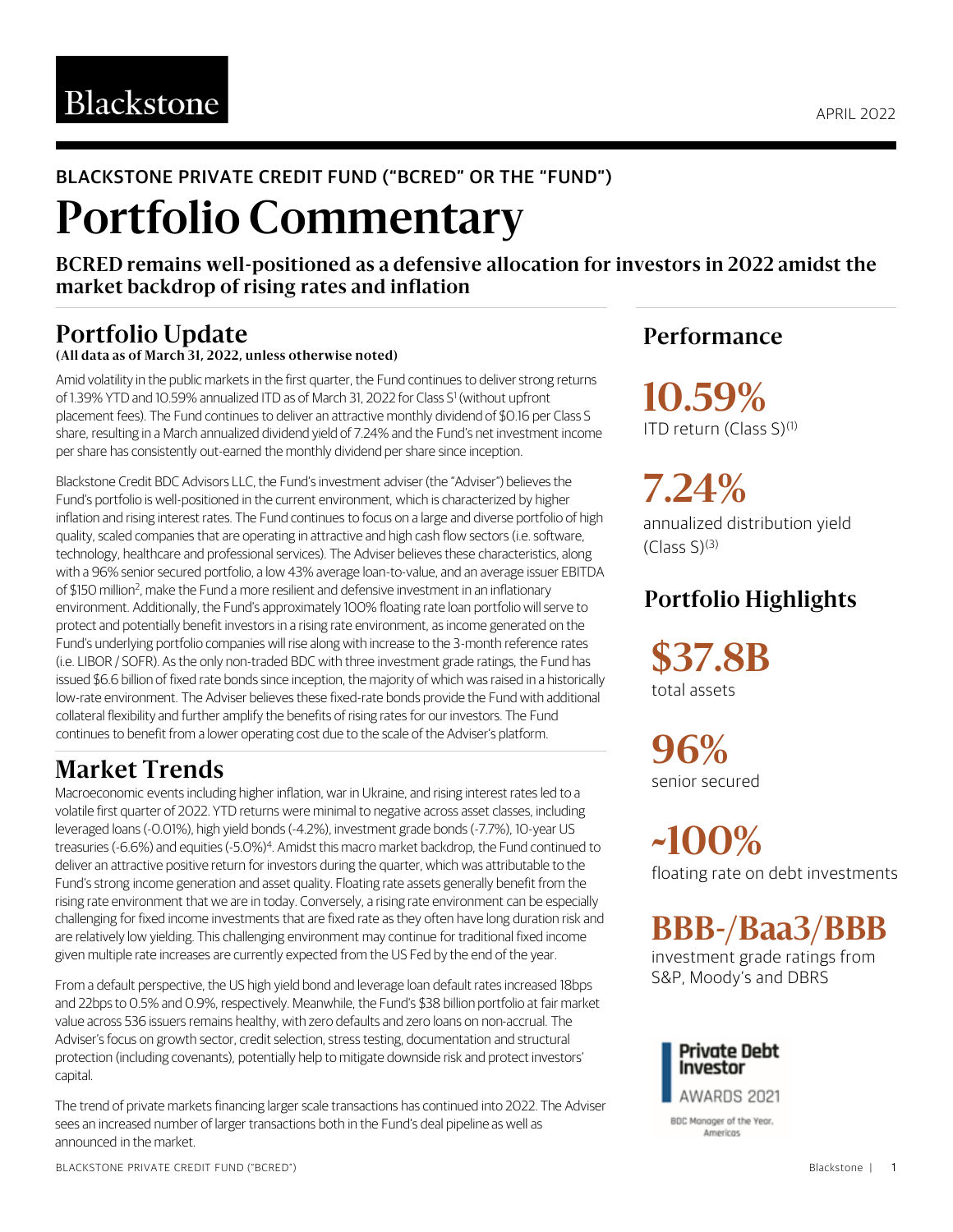Blackstone

APRIL 2022

BLACKSTONE PRIVATE CREDIT FUND ("BCRED" OR THE "FUND")

# Portfolio Commentary

**BCRED remains well-positioned as a defensive allocation for investors in 2022 amidst the market backdrop of rising rates and inflation**

## Portfolio Update

**(All data as of March 31, 2022, unless otherwise noted)**

Amid volatility in the public markets in the first quarter, the Fund continues to deliver strong returns of 1.39% YTD and 10.59% annualized ITD as of March 31, 2022 for Class S[1] (without upfront placement fees). The Fund continues to deliver an attractive monthly dividend of $0.16 per Class S share, resulting in a March annualized dividend yield of 7.24% and the Fund's net investment income per share has consistently out-earned the monthly dividend per share since inception.

Blackstone Credit BDC Advisors LLC, the Fund's investment adviser (the "Adviser") believes the Fund's portfolio is well-positioned in the current environment, which is characterized by higher inflation and rising interest rates. The Fund continues to focus on a large and diverse portfolio of high quality, scaled companies that are operating in attractive and high cash flow sectors (i.e. software, technology, healthcare and professional services). The Adviser believes these characteristics, along with a 96% senior secured portfolio, a low 43% average loan-to-value, and an average issuer EBITDA of $150 million[2], make the Fund a more resilient and defensive investment in an inflationary environment. Additionally, the Fund's approximately 100% floating rate loan portfolio will serve to protect and potentially benefit investors in a rising rate environment, as income generated on the Fund's underlying portfolio companies will rise along with increase to the 3-month reference rates (i.e. LIBOR / SOFR). As the only non-traded BDC with three investment grade ratings, the Fund has issued $6.6 billion of fixed rate bonds since inception, the majority of which was raised in a historically low-rate environment. The Adviser believes these fixed-rate bonds provide the Fund with additional collateral flexibility and further amplify the benefits of rising rates for our investors. The Fund continues to benefit from a lower operating cost due to the scale of the Adviser's platform.

## Market Trends

Macroeconomic events including higher inflation, war in Ukraine, and rising interest rates led to a volatile first quarter of 2022. YTD returns were minimal to negative across asset classes, including leveraged loans (-0.01%), high yield bonds (-4.2%), investment grade bonds (-7.7%), 10-year US treasuries (-6.6%) and equities (-5.0%)[4]. Amidst this macro market backdrop, the Fund continued to deliver an attractive positive return for investors during the quarter, which was attributable to the Fund's strong income generation and asset quality. Floating rate assets generally benefit from the rising rate environment that we are in today. Conversely, a rising rate environment can be especially challenging for fixed income investments that are fixed rate as they often have long duration risk and are relatively low yielding. This challenging environment may continue for traditional fixed income given multiple rate increases are currently expected from the US Fed by the end of the year.

From a default perspective, the US high yield bond and leverage loan default rates increased 18bps and 22bps to 0.5% and 0.9%, respectively. Meanwhile, the Fund's $38 billion portfolio at fair market value across 536 issuers remains healthy, with zero defaults and zero loans on non-accrual. The Adviser's focus on growth sector, credit selection, stress testing, documentation and structural protection (including covenants), potentially help to mitigate downside risk and protect investors' capital.

The trend of private markets financing larger scale transactions has continued into 2022. The Adviser sees an increased number of larger transactions both in the Fund's deal pipeline as well as announced in the market.

## Performance

**10.59%**
ITD return (Class S)[(1)]

**7.24%**
annualized distribution yield (Class S)[(3)]

## Portfolio Highlights

**$37.8B**
total assets

**96%**
senior secured

**~100%**
floating rate on debt investments

**BBB-/Baa3/BBB**
investment grade ratings from S&P, Moody's and DBRS

Private Debt Investor AWARDS 2021

BDC Manager of the Year, Americas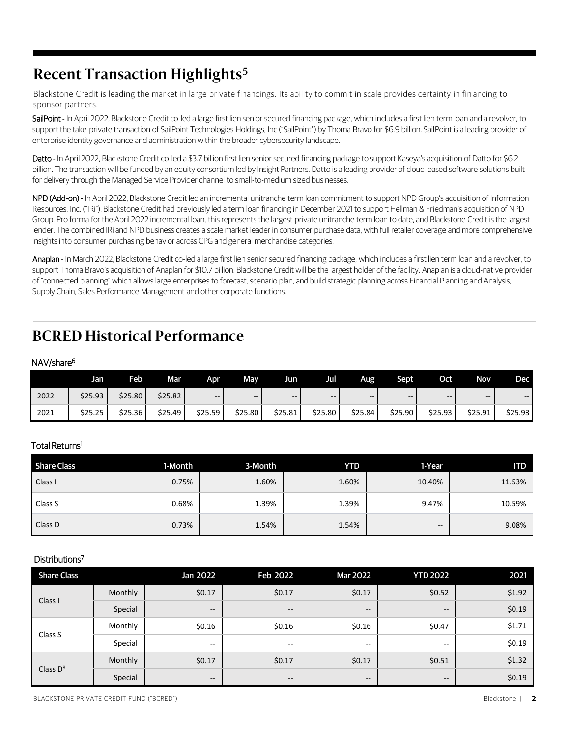## Recent Transaction Highlights[5]

Blackstone Credit is leading the market in large private financings. Its ability to commit in scale provides certainty in financing to sponsor partners.

**SailPoint -** In April 2022, Blackstone Credit co-led a large first lien senior secured financing package, which includes a first lien term loan and a revolver, to support the take-private transaction of SailPoint Technologies Holdings, Inc ("SailPoint") by Thoma Bravo for $6.9 billion. SailPoint is a leading provider of enterprise identity governance and administration within the broader cybersecurity landscape.

**Datto -** In April 2022, Blackstone Credit co-led a $3.7 billion first lien senior secured financing package to support Kaseya's acquisition of Datto for $6.2 billion. The transaction will be funded by an equity consortium led by Insight Partners. Datto is a leading provider of cloud-based software solutions built for delivery through the Managed Service Provider channel to small-to-medium sized businesses.

**NPD (Add-on) -** In April 2022, Blackstone Credit led an incremental unitranche term loan commitment to support NPD Group's acquisition of Information Resources, Inc. ("IRi"). Blackstone Credit had previously led a term loan financing in December 2021 to support Hellman & Friedman's acquisition of NPD Group. Pro forma for the April 2022 incremental loan, this represents the largest private unitranche term loan to date, and Blackstone Credit is the largest lender. The combined IRi and NPD business creates a scale market leader in consumer purchase data, with full retailer coverage and more comprehensive insights into consumer purchasing behavior across CPG and general merchandise categories.

**Anaplan -** In March 2022, Blackstone Credit co-led a large first lien senior secured financing package, which includes a first lien term loan and a revolver, to support Thoma Bravo's acquisition of Anaplan for $10.7 billion. Blackstone Credit will be the largest holder of the facility. Anaplan is a cloud-native provider of "connected planning" which allows large enterprises to forecast, scenario plan, and build strategic planning across Financial Planning and Analysis, Supply Chain, Sales Performance Management and other corporate functions.

## BCRED Historical Performance

### NAV/share[6]

| | Jan | Feb | Mar | Apr | May | Jun | Jul | Aug | Sept | Oct | Nov | Dec |
|---|---|---|---|---|---|---|---|---|---|---|---|---|
| 2022 | $25.93 | $25.80 | $25.82 | -- | -- | -- | -- | -- | -- | -- | -- | -- |
| 2021 | $25.25 | $25.36 | $25.49 | $25.59 | $25.80 | $25.81 | $25.80 | $25.84 | $25.90 | $25.93 | $25.91 | $25.93 |

### Total Returns[1]

| Share Class | 1-Month | 3-Month | YTD | 1-Year | ITD |
|---|---|---|---|---|---|
| Class I | 0.75% | 1.60% | 1.60% | 10.40% | 11.53% |
| Class S | 0.68% | 1.39% | 1.39% | 9.47% | 10.59% |
| Class D | 0.73% | 1.54% | 1.54% | -- | 9.08% |

### Distributions[7]

| Share Class | | Jan 2022 | Feb 2022 | Mar 2022 | YTD 2022 | 2021 |
|---|---|---|---|---|---|---|
| Class I | Monthly | $0.17 | $0.17 | $0.17 | $0.52 | $1.92 |
| | Special | -- | -- | -- | -- | $0.19 |
| Class S | Monthly | $0.16 | $0.16 | $0.16 | $0.47 | $1.71 |
| | Special | -- | -- | -- | -- | $0.19 |
| Class D[8] | Monthly | $0.17 | $0.17 | $0.17 | $0.51 | $1.32 |
| | Special | -- | -- | -- | -- | $0.19 |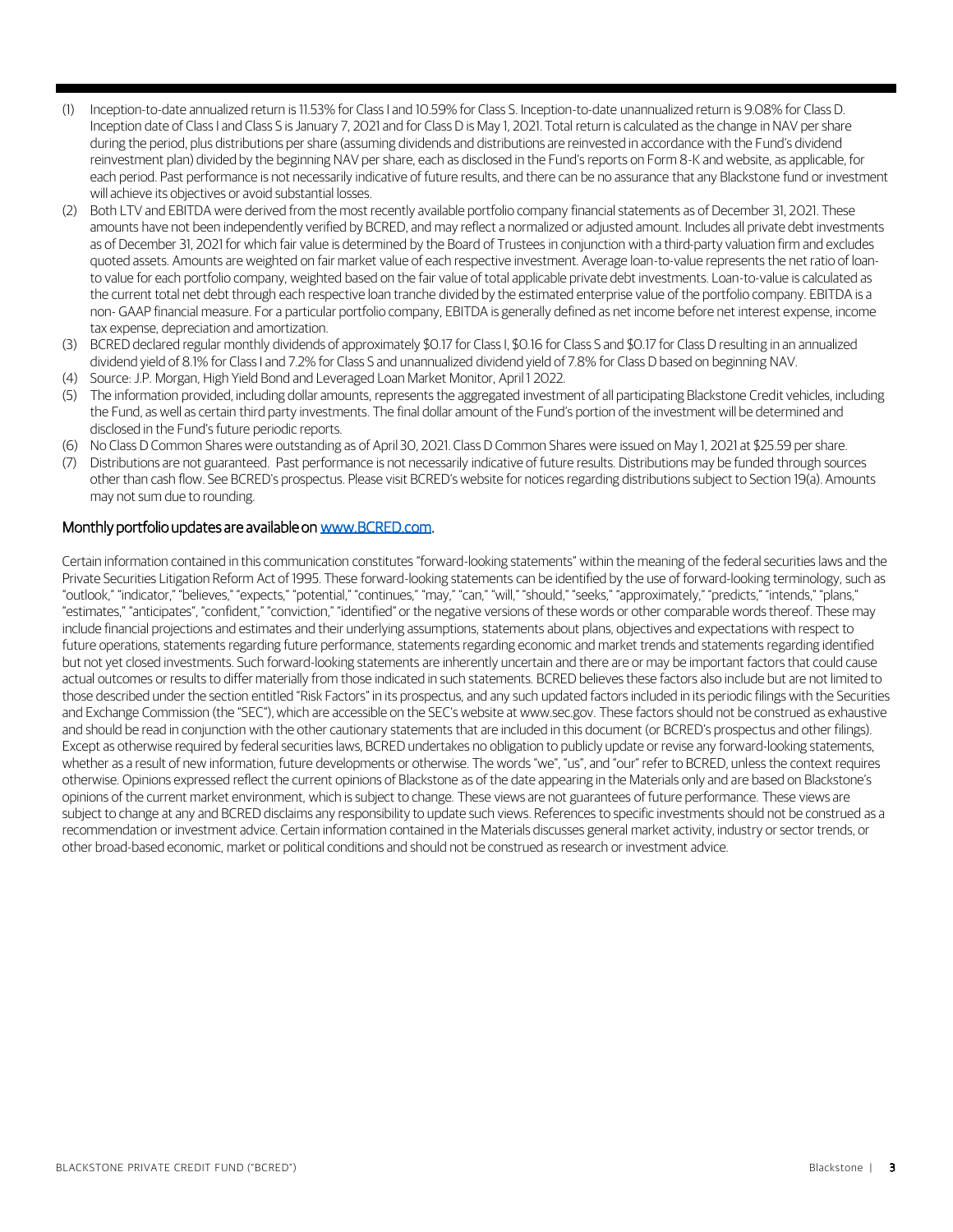(1) Inception-to-date annualized return is 11.53% for Class I and 10.59% for Class S. Inception-to-date unannualized return is 9.08% for Class D. Inception date of Class I and Class S is January 7, 2021 and for Class D is May 1, 2021. Total return is calculated as the change in NAV per share during the period, plus distributions per share (assuming dividends and distributions are reinvested in accordance with the Fund's dividend reinvestment plan) divided by the beginning NAV per share, each as disclosed in the Fund's reports on Form 8-K and website, as applicable, for each period. Past performance is not necessarily indicative of future results, and there can be no assurance that any Blackstone fund or investment will achieve its objectives or avoid substantial losses.

(2) Both LTV and EBITDA were derived from the most recently available portfolio company financial statements as of December 31, 2021. These amounts have not been independently verified by BCRED, and may reflect a normalized or adjusted amount. Includes all private debt investments as of December 31, 2021 for which fair value is determined by the Board of Trustees in conjunction with a third-party valuation firm and excludes quoted assets. Amounts are weighted on fair market value of each respective investment. Average loan-to-value represents the net ratio of loan-to value for each portfolio company, weighted based on the fair value of total applicable private debt investments. Loan-to-value is calculated as the current total net debt through each respective loan tranche divided by the estimated enterprise value of the portfolio company. EBITDA is a non- GAAP financial measure. For a particular portfolio company, EBITDA is generally defined as net income before net interest expense, income tax expense, depreciation and amortization.

(3) BCRED declared regular monthly dividends of approximately $0.17 for Class I, $0.16 for Class S and $0.17 for Class D resulting in an annualized dividend yield of 8.1% for Class I and 7.2% for Class S and unannualized dividend yield of 7.8% for Class D based on beginning NAV.

(4) Source: J.P. Morgan, High Yield Bond and Leveraged Loan Market Monitor, April 1 2022.

(5) The information provided, including dollar amounts, represents the aggregated investment of all participating Blackstone Credit vehicles, including the Fund, as well as certain third party investments. The final dollar amount of the Fund's portion of the investment will be determined and disclosed in the Fund's future periodic reports.

(6) No Class D Common Shares were outstanding as of April 30, 2021. Class D Common Shares were issued on May 1, 2021 at $25.59 per share.

(7) Distributions are not guaranteed. Past performance is not necessarily indicative of future results. Distributions may be funded through sources other than cash flow. See BCRED's prospectus. Please visit BCRED's website for notices regarding distributions subject to Section 19(a). Amounts may not sum due to rounding.

## Monthly portfolio updates are available on [www.BCRED.com](http://www.BCRED.com).

Certain information contained in this communication constitutes "forward-looking statements" within the meaning of the federal securities laws and the Private Securities Litigation Reform Act of 1995. These forward-looking statements can be identified by the use of forward-looking terminology, such as "outlook," "indicator," "believes," "expects," "potential," "continues," "may," "can," "will," "should," "seeks," "approximately," "predicts," "intends," "plans," "estimates," "anticipates", "confident," "conviction," "identified" or the negative versions of these words or other comparable words thereof. These may include financial projections and estimates and their underlying assumptions, statements about plans, objectives and expectations with respect to future operations, statements regarding future performance, statements regarding economic and market trends and statements regarding identified but not yet closed investments. Such forward-looking statements are inherently uncertain and there are or may be important factors that could cause actual outcomes or results to differ materially from those indicated in such statements. BCRED believes these factors also include but are not limited to those described under the section entitled "Risk Factors" in its prospectus, and any such updated factors included in its periodic filings with the Securities and Exchange Commission (the "SEC"), which are accessible on the SEC's website at www.sec.gov. These factors should not be construed as exhaustive and should be read in conjunction with the other cautionary statements that are included in this document (or BCRED's prospectus and other filings). Except as otherwise required by federal securities laws, BCRED undertakes no obligation to publicly update or revise any forward-looking statements, whether as a result of new information, future developments or otherwise. The words "we", "us", and "our" refer to BCRED, unless the context requires otherwise. Opinions expressed reflect the current opinions of Blackstone as of the date appearing in the Materials only and are based on Blackstone's opinions of the current market environment, which is subject to change. These views are not guarantees of future performance. These views are subject to change at any and BCRED disclaims any responsibility to update such views. References to specific investments should not be construed as a recommendation or investment advice. Certain information contained in the Materials discusses general market activity, industry or sector trends, or other broad-based economic, market or political conditions and should not be construed as research or investment advice.